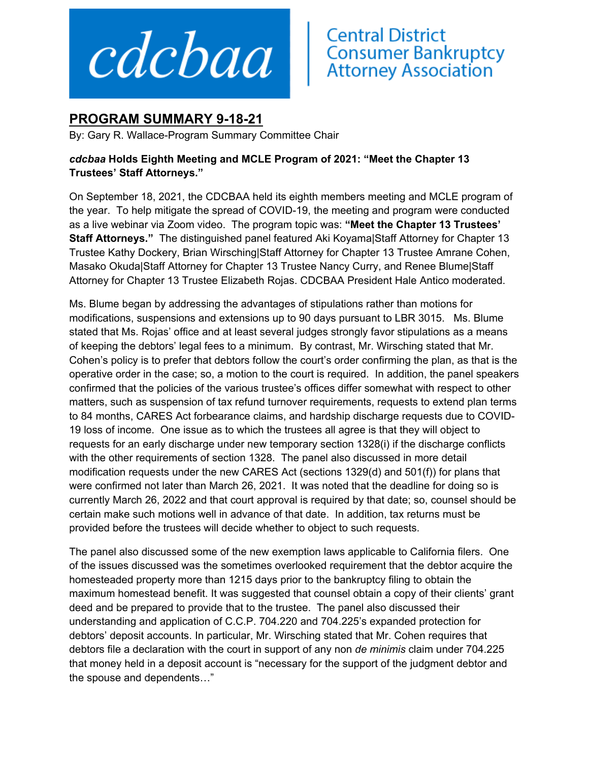cdcbaa | Central District Consumer Bankruptcy Attorney Association

## PROGRAM SUMMARY 9-18-21

By: Gary R. Wallace-Program Summary Committee Chair

***cdcbaa* Holds Eighth Meeting and MCLE Program of 2021: "Meet the Chapter 13 Trustees' Staff Attorneys."**

On September 18, 2021, the CDCBAA held its eighth members meeting and MCLE program of the year. To help mitigate the spread of COVID-19, the meeting and program were conducted as a live webinar via Zoom video. The program topic was: **"Meet the Chapter 13 Trustees' Staff Attorneys."** The distinguished panel featured Aki Koyama|Staff Attorney for Chapter 13 Trustee Kathy Dockery, Brian Wirsching|Staff Attorney for Chapter 13 Trustee Amrane Cohen, Masako Okuda|Staff Attorney for Chapter 13 Trustee Nancy Curry, and Renee Blume|Staff Attorney for Chapter 13 Trustee Elizabeth Rojas. CDCBAA President Hale Antico moderated.

Ms. Blume began by addressing the advantages of stipulations rather than motions for modifications, suspensions and extensions up to 90 days pursuant to LBR 3015. Ms. Blume stated that Ms. Rojas' office and at least several judges strongly favor stipulations as a means of keeping the debtors' legal fees to a minimum. By contrast, Mr. Wirsching stated that Mr. Cohen's policy is to prefer that debtors follow the court's order confirming the plan, as that is the operative order in the case; so, a motion to the court is required. In addition, the panel speakers confirmed that the policies of the various trustee's offices differ somewhat with respect to other matters, such as suspension of tax refund turnover requirements, requests to extend plan terms to 84 months, CARES Act forbearance claims, and hardship discharge requests due to COVID-19 loss of income. One issue as to which the trustees all agree is that they will object to requests for an early discharge under new temporary section 1328(i) if the discharge conflicts with the other requirements of section 1328. The panel also discussed in more detail modification requests under the new CARES Act (sections 1329(d) and 501(f)) for plans that were confirmed not later than March 26, 2021. It was noted that the deadline for doing so is currently March 26, 2022 and that court approval is required by that date; so, counsel should be certain make such motions well in advance of that date. In addition, tax returns must be provided before the trustees will decide whether to object to such requests.

The panel also discussed some of the new exemption laws applicable to California filers. One of the issues discussed was the sometimes overlooked requirement that the debtor acquire the homesteaded property more than 1215 days prior to the bankruptcy filing to obtain the maximum homestead benefit. It was suggested that counsel obtain a copy of their clients' grant deed and be prepared to provide that to the trustee. The panel also discussed their understanding and application of C.C.P. 704.220 and 704.225's expanded protection for debtors' deposit accounts. In particular, Mr. Wirsching stated that Mr. Cohen requires that debtors file a declaration with the court in support of any non *de minimis* claim under 704.225 that money held in a deposit account is "necessary for the support of the judgment debtor and the spouse and dependents…"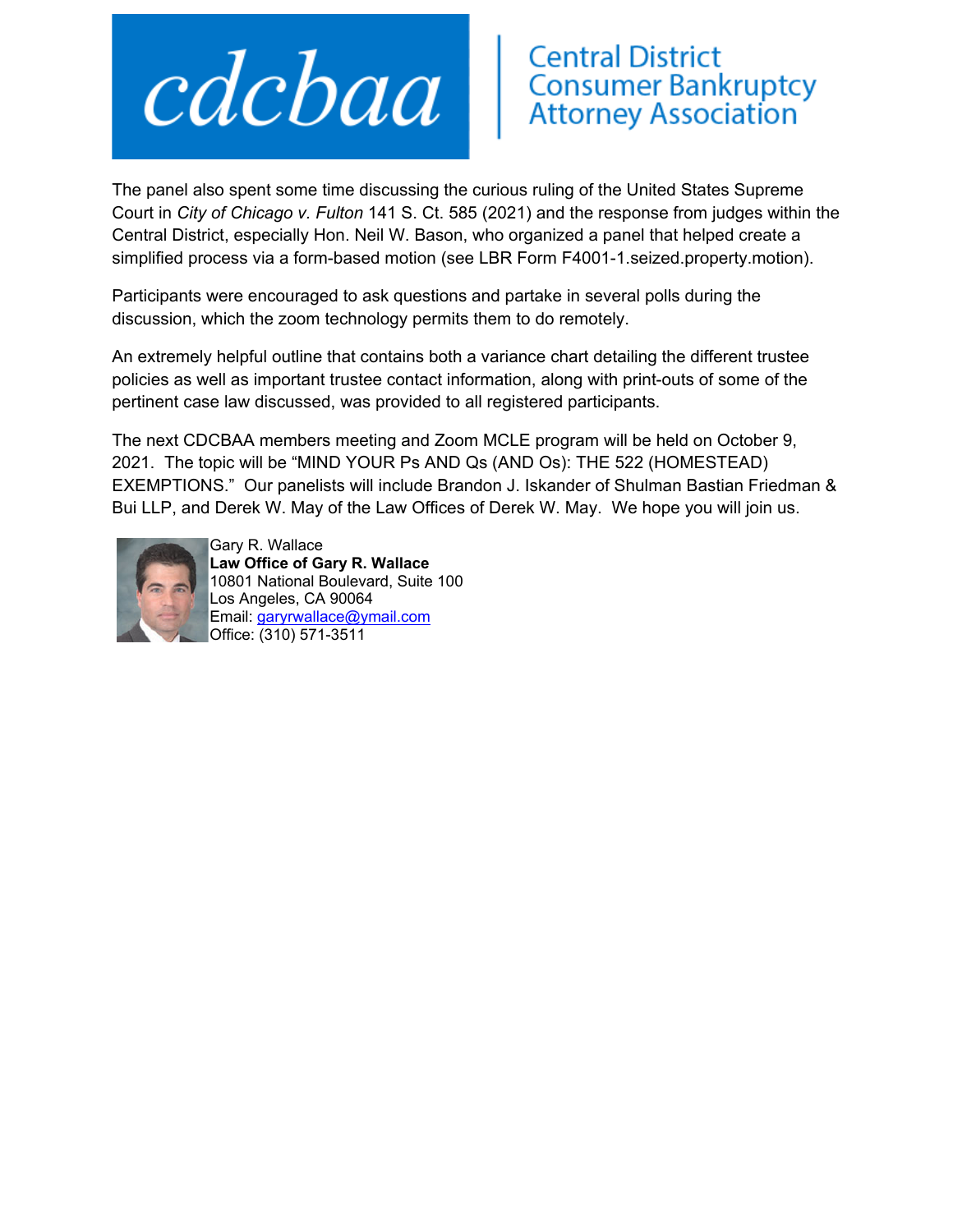The panel also spent some time discussing the curious ruling of the United States Supreme Court in *City of Chicago v. Fulton* 141 S. Ct. 585 (2021) and the response from judges within the Central District, especially Hon. Neil W. Bason, who organized a panel that helped create a simplified process via a form-based motion (see LBR Form F4001-1.seized.property.motion).

Participants were encouraged to ask questions and partake in several polls during the discussion, which the zoom technology permits them to do remotely.

An extremely helpful outline that contains both a variance chart detailing the different trustee policies as well as important trustee contact information, along with print-outs of some of the pertinent case law discussed, was provided to all registered participants.

The next CDCBAA members meeting and Zoom MCLE program will be held on October 9, 2021. The topic will be "MIND YOUR Ps AND Qs (AND Os): THE 522 (HOMESTEAD) EXEMPTIONS." Our panelists will include Brandon J. Iskander of Shulman Bastian Friedman & Bui LLP, and Derek W. May of the Law Offices of Derek W. May. We hope you will join us.

Gary R. Wallace
**Law Office of Gary R. Wallace**
10801 National Boulevard, Suite 100
Los Angeles, CA 90064
Email: garyrwallace@ymail.com
Office: (310) 571-3511